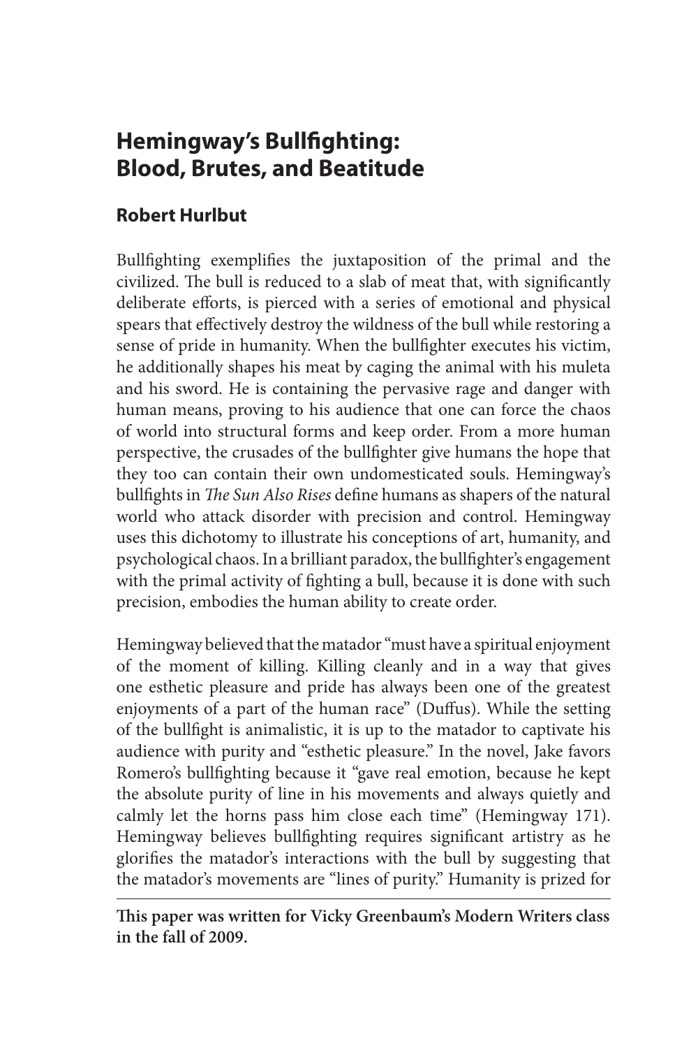# Hemingway's Bullfighting: Blood, Brutes, and Beatitude

## Robert Hurlbut

Bullfighting exemplifies the juxtaposition of the primal and the civilized. The bull is reduced to a slab of meat that, with significantly deliberate efforts, is pierced with a series of emotional and physical spears that effectively destroy the wildness of the bull while restoring a sense of pride in humanity. When the bullfighter executes his victim, he additionally shapes his meat by caging the animal with his muleta and his sword. He is containing the pervasive rage and danger with human means, proving to his audience that one can force the chaos of world into structural forms and keep order. From a more human perspective, the crusades of the bullfighter give humans the hope that they too can contain their own undomesticated souls. Hemingway's bullfights in *The Sun Also Rises* define humans as shapers of the natural world who attack disorder with precision and control. Hemingway uses this dichotomy to illustrate his conceptions of art, humanity, and psychological chaos. In a brilliant paradox, the bullfighter's engagement with the primal activity of fighting a bull, because it is done with such precision, embodies the human ability to create order.

Hemingway believed that the matador "must have a spiritual enjoyment of the moment of killing. Killing cleanly and in a way that gives one esthetic pleasure and pride has always been one of the greatest enjoyments of a part of the human race" (Duffus). While the setting of the bullfight is animalistic, it is up to the matador to captivate his audience with purity and "esthetic pleasure." In the novel, Jake favors Romero's bullfighting because it "gave real emotion, because he kept the absolute purity of line in his movements and always quietly and calmly let the horns pass him close each time" (Hemingway 171). Hemingway believes bullfighting requires significant artistry as he glorifies the matador's interactions with the bull by suggesting that the matador's movements are "lines of purity." Humanity is prized for

**This paper was written for Vicky Greenbaum's Modern Writers class in the fall of 2009.**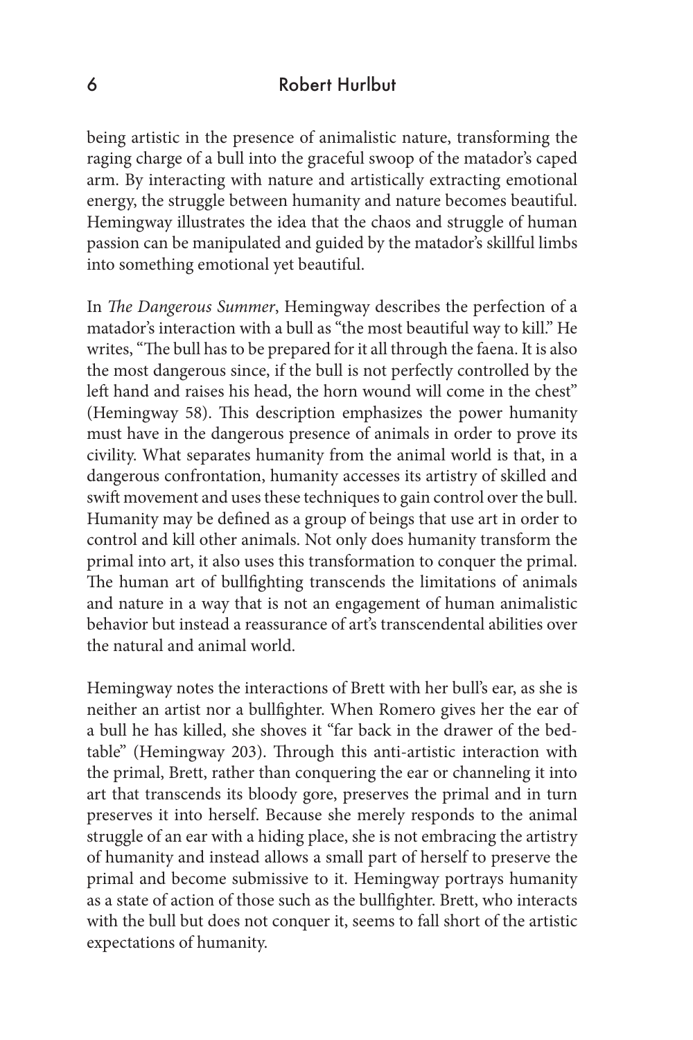being artistic in the presence of animalistic nature, transforming the raging charge of a bull into the graceful swoop of the matador's caped arm. By interacting with nature and artistically extracting emotional energy, the struggle between humanity and nature becomes beautiful. Hemingway illustrates the idea that the chaos and struggle of human passion can be manipulated and guided by the matador's skillful limbs into something emotional yet beautiful.

In *The Dangerous Summer*, Hemingway describes the perfection of a matador's interaction with a bull as "the most beautiful way to kill." He writes, "The bull has to be prepared for it all through the faena. It is also the most dangerous since, if the bull is not perfectly controlled by the left hand and raises his head, the horn wound will come in the chest" (Hemingway 58). This description emphasizes the power humanity must have in the dangerous presence of animals in order to prove its civility. What separates humanity from the animal world is that, in a dangerous confrontation, humanity accesses its artistry of skilled and swift movement and uses these techniques to gain control over the bull. Humanity may be defined as a group of beings that use art in order to control and kill other animals. Not only does humanity transform the primal into art, it also uses this transformation to conquer the primal. The human art of bullfighting transcends the limitations of animals and nature in a way that is not an engagement of human animalistic behavior but instead a reassurance of art's transcendental abilities over the natural and animal world.

Hemingway notes the interactions of Brett with her bull's ear, as she is neither an artist nor a bullfighter. When Romero gives her the ear of a bull he has killed, she shoves it "far back in the drawer of the bed-table" (Hemingway 203). Through this anti-artistic interaction with the primal, Brett, rather than conquering the ear or channeling it into art that transcends its bloody gore, preserves the primal and in turn preserves it into herself. Because she merely responds to the animal struggle of an ear with a hiding place, she is not embracing the artistry of humanity and instead allows a small part of herself to preserve the primal and become submissive to it. Hemingway portrays humanity as a state of action of those such as the bullfighter. Brett, who interacts with the bull but does not conquer it, seems to fall short of the artistic expectations of humanity.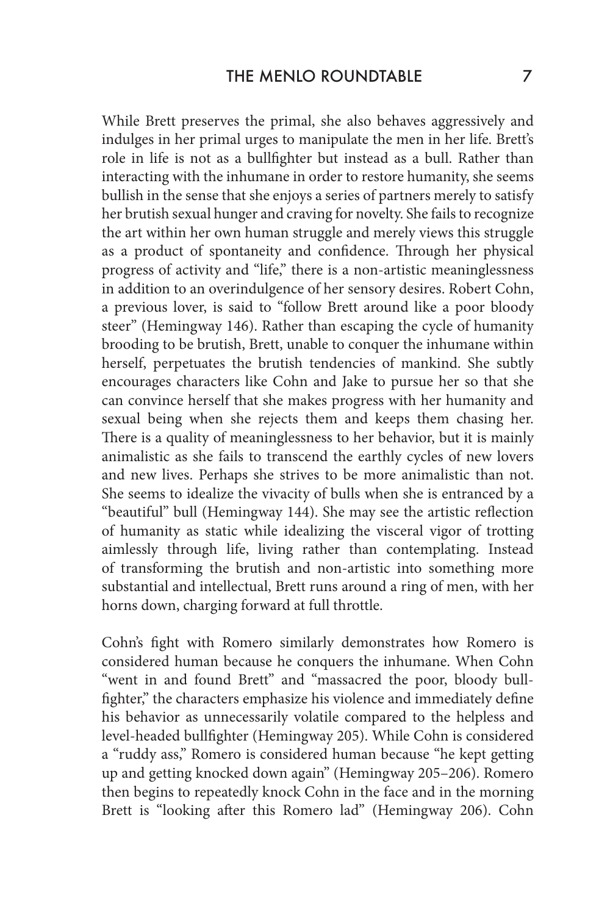While Brett preserves the primal, she also behaves aggressively and indulges in her primal urges to manipulate the men in her life. Brett's role in life is not as a bullfighter but instead as a bull. Rather than interacting with the inhumane in order to restore humanity, she seems bullish in the sense that she enjoys a series of partners merely to satisfy her brutish sexual hunger and craving for novelty. She fails to recognize the art within her own human struggle and merely views this struggle as a product of spontaneity and confidence. Through her physical progress of activity and "life," there is a non-artistic meaninglessness in addition to an overindulgence of her sensory desires. Robert Cohn, a previous lover, is said to "follow Brett around like a poor bloody steer" (Hemingway 146). Rather than escaping the cycle of humanity brooding to be brutish, Brett, unable to conquer the inhumane within herself, perpetuates the brutish tendencies of mankind. She subtly encourages characters like Cohn and Jake to pursue her so that she can convince herself that she makes progress with her humanity and sexual being when she rejects them and keeps them chasing her. There is a quality of meaninglessness to her behavior, but it is mainly animalistic as she fails to transcend the earthly cycles of new lovers and new lives. Perhaps she strives to be more animalistic than not. She seems to idealize the vivacity of bulls when she is entranced by a "beautiful" bull (Hemingway 144). She may see the artistic reflection of humanity as static while idealizing the visceral vigor of trotting aimlessly through life, living rather than contemplating. Instead of transforming the brutish and non-artistic into something more substantial and intellectual, Brett runs around a ring of men, with her horns down, charging forward at full throttle.

Cohn's fight with Romero similarly demonstrates how Romero is considered human because he conquers the inhumane. When Cohn "went in and found Brett" and "massacred the poor, bloody bull-fighter," the characters emphasize his violence and immediately define his behavior as unnecessarily volatile compared to the helpless and level-headed bullfighter (Hemingway 205). While Cohn is considered a "ruddy ass," Romero is considered human because "he kept getting up and getting knocked down again" (Hemingway 205–206). Romero then begins to repeatedly knock Cohn in the face and in the morning Brett is "looking after this Romero lad" (Hemingway 206). Cohn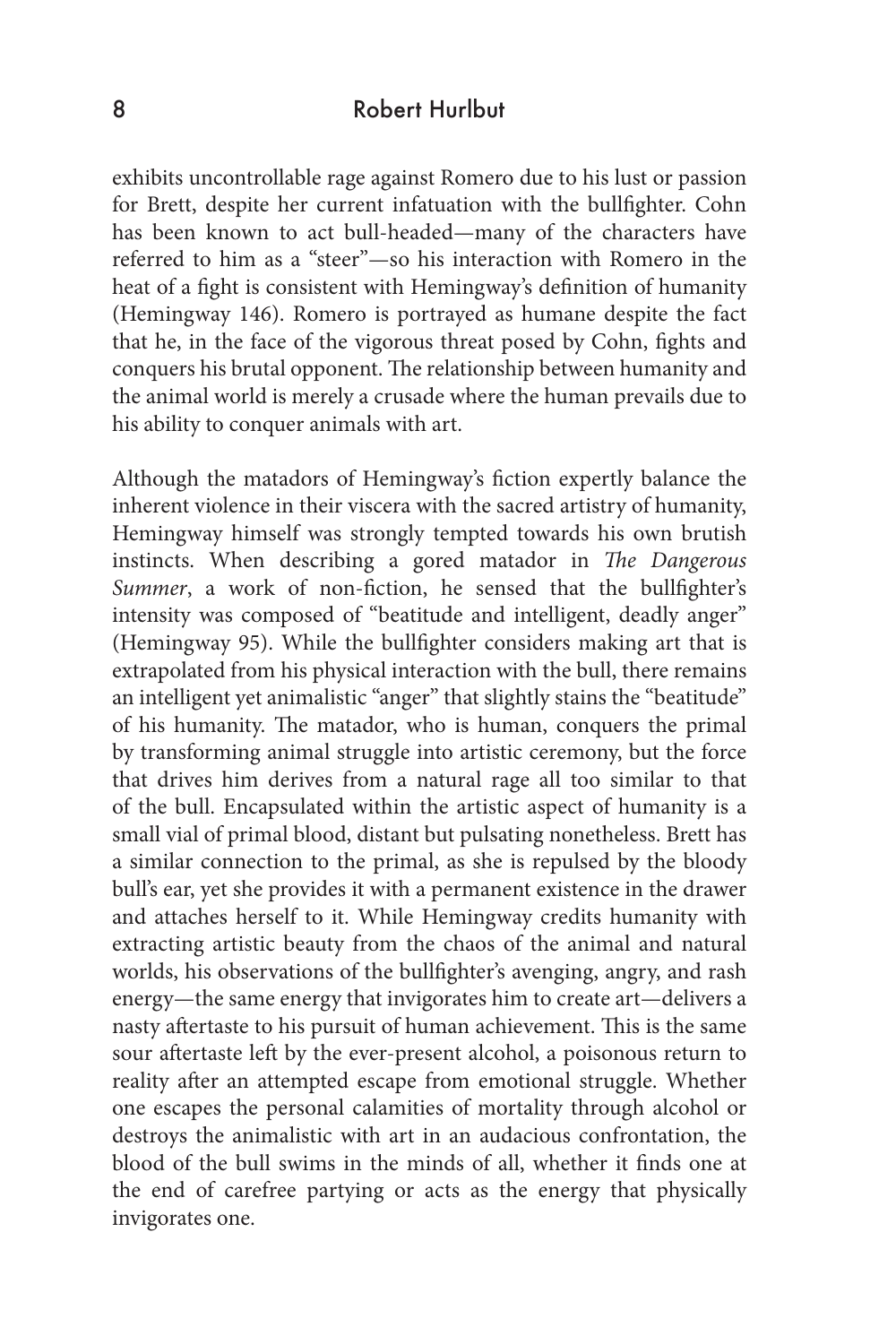exhibits uncontrollable rage against Romero due to his lust or passion for Brett, despite her current infatuation with the bullfighter. Cohn has been known to act bull-headed—many of the characters have referred to him as a "steer"—so his interaction with Romero in the heat of a fight is consistent with Hemingway's definition of humanity (Hemingway 146). Romero is portrayed as humane despite the fact that he, in the face of the vigorous threat posed by Cohn, fights and conquers his brutal opponent. The relationship between humanity and the animal world is merely a crusade where the human prevails due to his ability to conquer animals with art.

Although the matadors of Hemingway's fiction expertly balance the inherent violence in their viscera with the sacred artistry of humanity, Hemingway himself was strongly tempted towards his own brutish instincts. When describing a gored matador in *The Dangerous Summer*, a work of non-fiction, he sensed that the bullfighter's intensity was composed of "beatitude and intelligent, deadly anger" (Hemingway 95). While the bullfighter considers making art that is extrapolated from his physical interaction with the bull, there remains an intelligent yet animalistic "anger" that slightly stains the "beatitude" of his humanity. The matador, who is human, conquers the primal by transforming animal struggle into artistic ceremony, but the force that drives him derives from a natural rage all too similar to that of the bull. Encapsulated within the artistic aspect of humanity is a small vial of primal blood, distant but pulsating nonetheless. Brett has a similar connection to the primal, as she is repulsed by the bloody bull's ear, yet she provides it with a permanent existence in the drawer and attaches herself to it. While Hemingway credits humanity with extracting artistic beauty from the chaos of the animal and natural worlds, his observations of the bullfighter's avenging, angry, and rash energy—the same energy that invigorates him to create art—delivers a nasty aftertaste to his pursuit of human achievement. This is the same sour aftertaste left by the ever-present alcohol, a poisonous return to reality after an attempted escape from emotional struggle. Whether one escapes the personal calamities of mortality through alcohol or destroys the animalistic with art in an audacious confrontation, the blood of the bull swims in the minds of all, whether it finds one at the end of carefree partying or acts as the energy that physically invigorates one.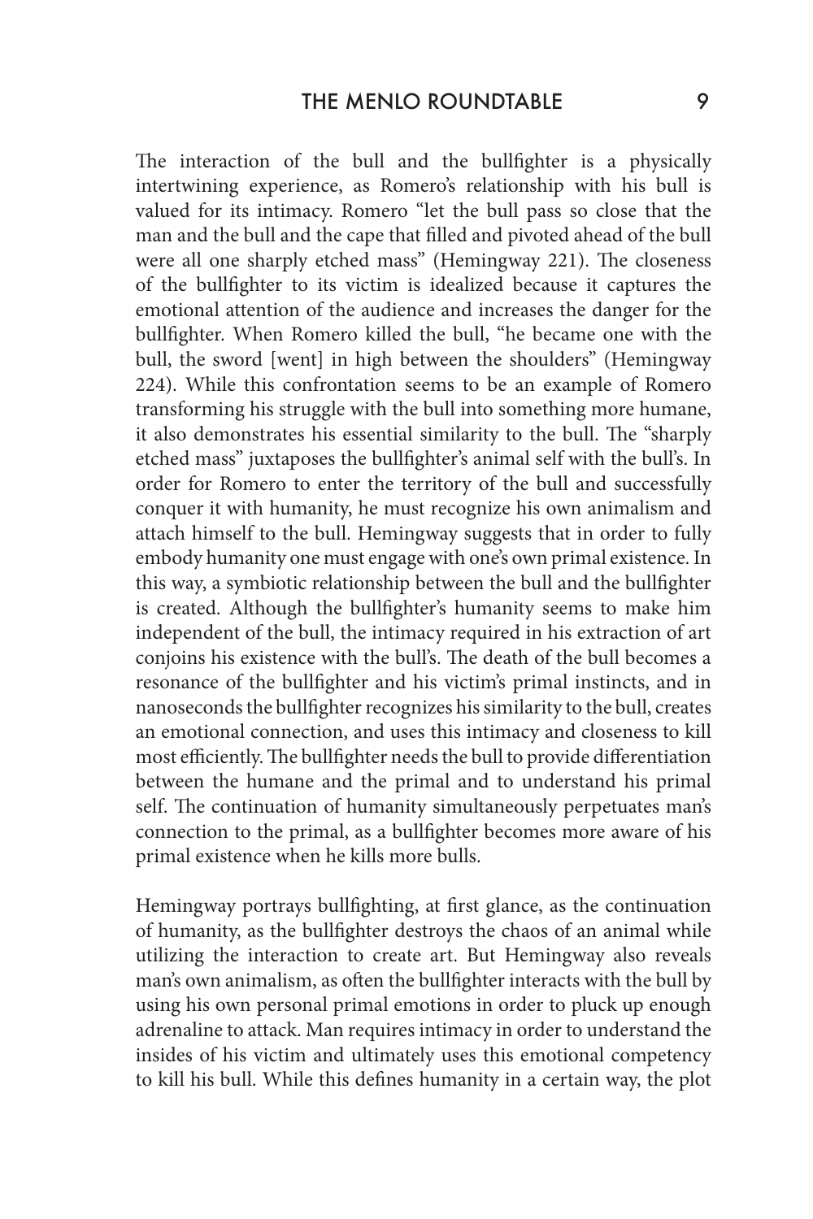The interaction of the bull and the bullfighter is a physically intertwining experience, as Romero's relationship with his bull is valued for its intimacy. Romero "let the bull pass so close that the man and the bull and the cape that filled and pivoted ahead of the bull were all one sharply etched mass" (Hemingway 221). The closeness of the bullfighter to its victim is idealized because it captures the emotional attention of the audience and increases the danger for the bullfighter. When Romero killed the bull, "he became one with the bull, the sword [went] in high between the shoulders" (Hemingway 224). While this confrontation seems to be an example of Romero transforming his struggle with the bull into something more humane, it also demonstrates his essential similarity to the bull. The "sharply etched mass" juxtaposes the bullfighter's animal self with the bull's. In order for Romero to enter the territory of the bull and successfully conquer it with humanity, he must recognize his own animalism and attach himself to the bull. Hemingway suggests that in order to fully embody humanity one must engage with one's own primal existence. In this way, a symbiotic relationship between the bull and the bullfighter is created. Although the bullfighter's humanity seems to make him independent of the bull, the intimacy required in his extraction of art conjoins his existence with the bull's. The death of the bull becomes a resonance of the bullfighter and his victim's primal instincts, and in nanoseconds the bullfighter recognizes his similarity to the bull, creates an emotional connection, and uses this intimacy and closeness to kill most efficiently. The bullfighter needs the bull to provide differentiation between the humane and the primal and to understand his primal self. The continuation of humanity simultaneously perpetuates man's connection to the primal, as a bullfighter becomes more aware of his primal existence when he kills more bulls.

Hemingway portrays bullfighting, at first glance, as the continuation of humanity, as the bullfighter destroys the chaos of an animal while utilizing the interaction to create art. But Hemingway also reveals man's own animalism, as often the bullfighter interacts with the bull by using his own personal primal emotions in order to pluck up enough adrenaline to attack. Man requires intimacy in order to understand the insides of his victim and ultimately uses this emotional competency to kill his bull. While this defines humanity in a certain way, the plot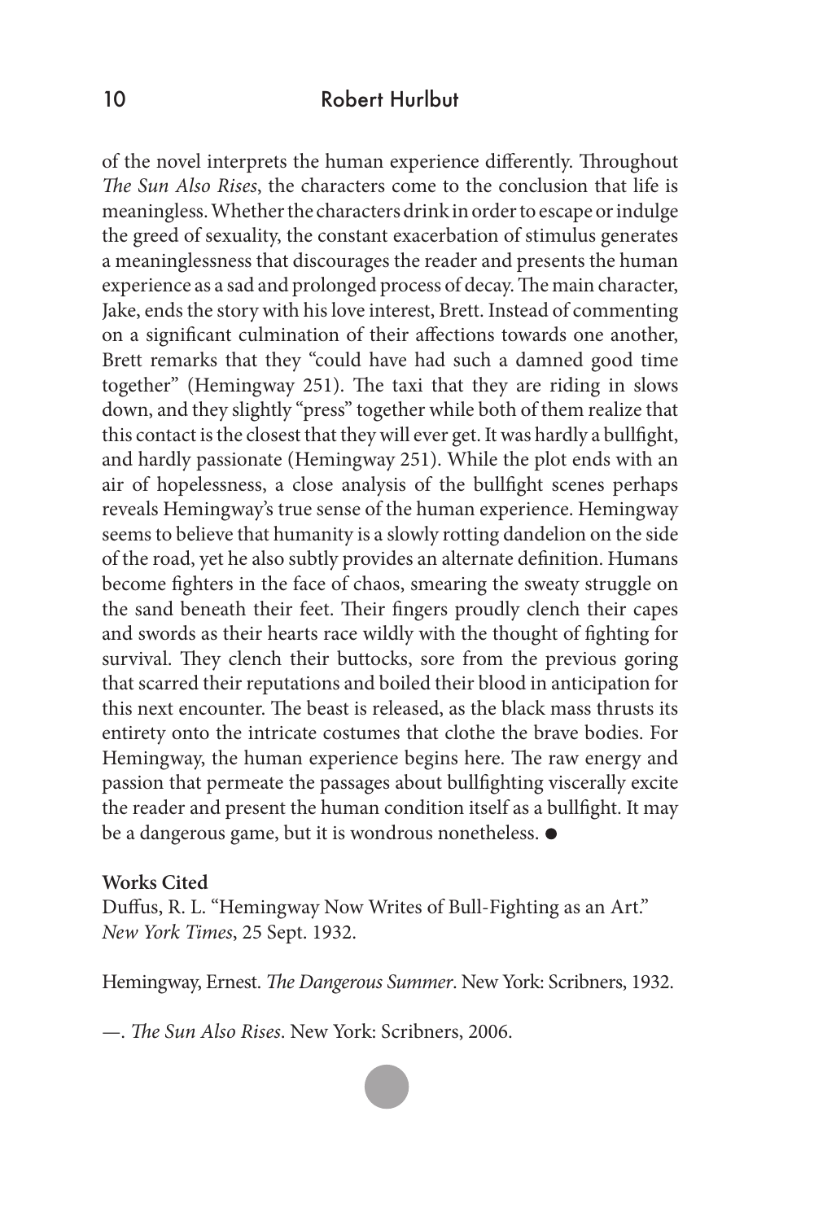of the novel interprets the human experience differently. Throughout *The Sun Also Rises*, the characters come to the conclusion that life is meaningless. Whether the characters drink in order to escape or indulge the greed of sexuality, the constant exacerbation of stimulus generates a meaninglessness that discourages the reader and presents the human experience as a sad and prolonged process of decay. The main character, Jake, ends the story with his love interest, Brett. Instead of commenting on a significant culmination of their affections towards one another, Brett remarks that they "could have had such a damned good time together" (Hemingway 251). The taxi that they are riding in slows down, and they slightly "press" together while both of them realize that this contact is the closest that they will ever get. It was hardly a bullfight, and hardly passionate (Hemingway 251). While the plot ends with an air of hopelessness, a close analysis of the bullfight scenes perhaps reveals Hemingway's true sense of the human experience. Hemingway seems to believe that humanity is a slowly rotting dandelion on the side of the road, yet he also subtly provides an alternate definition. Humans become fighters in the face of chaos, smearing the sweaty struggle on the sand beneath their feet. Their fingers proudly clench their capes and swords as their hearts race wildly with the thought of fighting for survival. They clench their buttocks, sore from the previous goring that scarred their reputations and boiled their blood in anticipation for this next encounter. The beast is released, as the black mass thrusts its entirety onto the intricate costumes that clothe the brave bodies. For Hemingway, the human experience begins here. The raw energy and passion that permeate the passages about bullfighting viscerally excite the reader and present the human condition itself as a bullfight. It may be a dangerous game, but it is wondrous nonetheless. ●

**Works Cited**

Duffus, R. L. "Hemingway Now Writes of Bull-Fighting as an Art." *New York Times*, 25 Sept. 1932.

Hemingway, Ernest. *The Dangerous Summer*. New York: Scribners, 1932.

—. *The Sun Also Rises*. New York: Scribners, 2006.